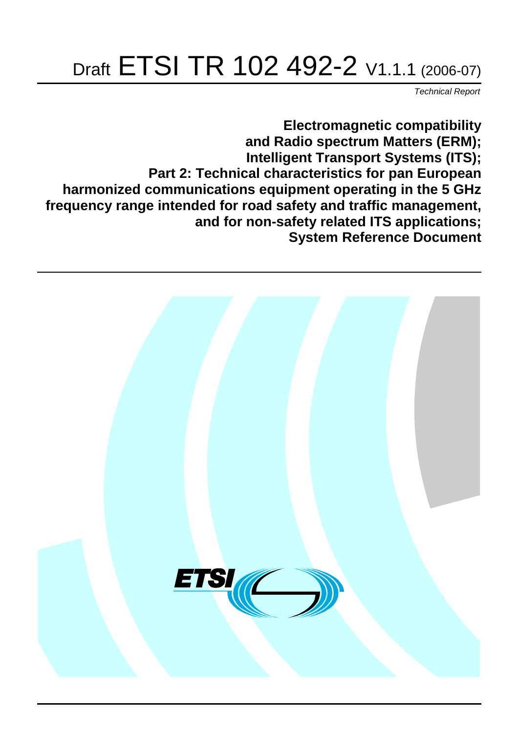# Draft ETSI TR 102 492-2 V1.1.1 (2006-07)

*Technical Report*

**Electromagnetic compatibility and Radio spectrum Matters (ERM); Intelligent Transport Systems (ITS); Part 2: Technical characteristics for pan European harmonized communications equipment operating in the 5 GHz frequency range intended for road safety and traffic management, and for non-safety related ITS applications; System Reference Document**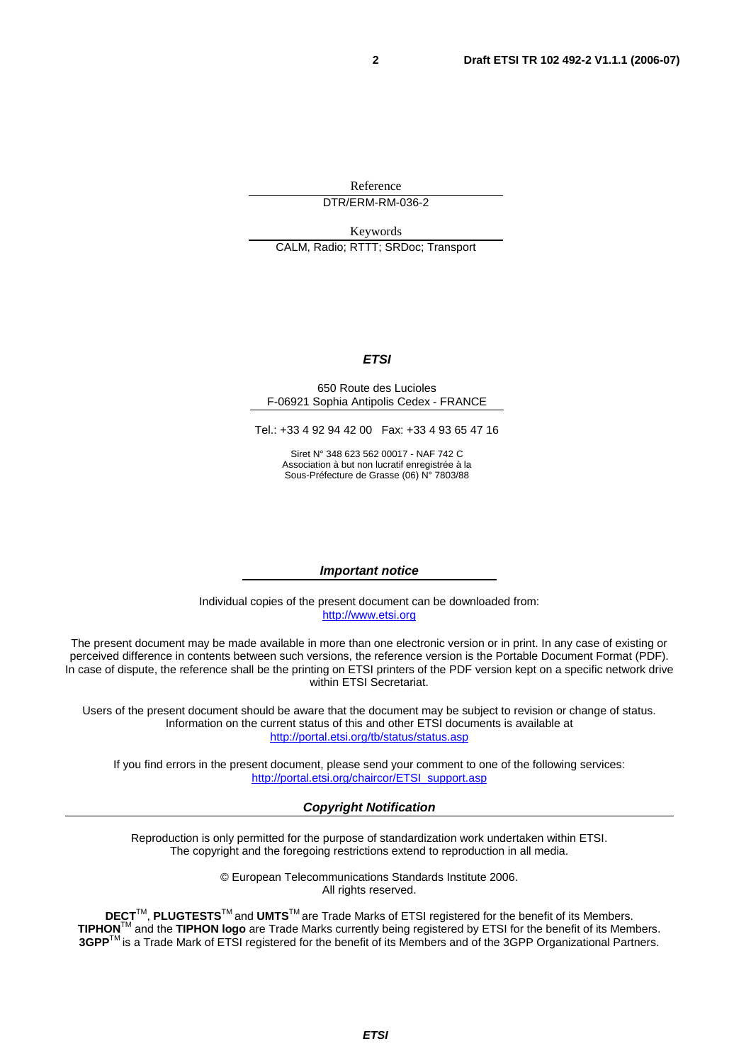Reference

DTR/ERM-RM-036-2

Keywords

CALM, Radio; RTTT; SRDoc; Transport

***ETSI***

650 Route des Lucioles
F-06921 Sophia Antipolis Cedex - FRANCE

Tel.: +33 4 92 94 42 00 Fax: +33 4 93 65 47 16

Siret N° 348 623 562 00017 - NAF 742 C
Association à but non lucratif enregistrée à la
Sous-Préfecture de Grasse (06) N° 7803/88

***Important notice***

Individual copies of the present document can be downloaded from:
http://www.etsi.org

The present document may be made available in more than one electronic version or in print. In any case of existing or perceived difference in contents between such versions, the reference version is the Portable Document Format (PDF). In case of dispute, the reference shall be the printing on ETSI printers of the PDF version kept on a specific network drive within ETSI Secretariat.

Users of the present document should be aware that the document may be subject to revision or change of status. Information on the current status of this and other ETSI documents is available at
http://portal.etsi.org/tb/status/status.asp

If you find errors in the present document, please send your comment to one of the following services:
http://portal.etsi.org/chaircor/ETSI_support.asp

***Copyright Notification***

Reproduction is only permitted for the purpose of standardization work undertaken within ETSI.
The copyright and the foregoing restrictions extend to reproduction in all media.

© European Telecommunications Standards Institute 2006.
All rights reserved.

**DECT**™, **PLUGTESTS**™ and **UMTS**™ are Trade Marks of ETSI registered for the benefit of its Members.
**TIPHON**™ and the **TIPHON logo** are Trade Marks currently being registered by ETSI for the benefit of its Members.
**3GPP**™ is a Trade Mark of ETSI registered for the benefit of its Members and of the 3GPP Organizational Partners.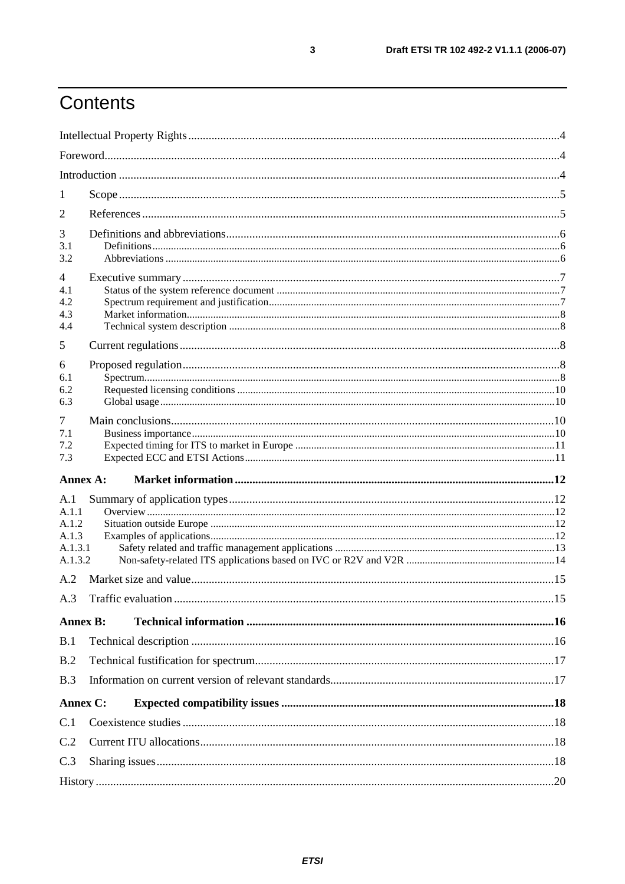# Contents

Intellectual Property Rights ....................................................................................................................4

Foreword....................................................................................................................................................4

Introduction ..............................................................................................................................................4

1 Scope ......................................................................................................................................................5

2 References .............................................................................................................................................5

3 Definitions and abbreviations.................................................................................................................6
- 3.1 Definitions ........................................................................................................................................6
- 3.2 Abbreviations ...................................................................................................................................6

4 Executive summary ................................................................................................................................7
- 4.1 Status of the system reference document ........................................................................................7
- 4.2 Spectrum requirement and justification............................................................................................7
- 4.3 Market information............................................................................................................................8
- 4.4 Technical system description ...........................................................................................................8

5 Current regulations.................................................................................................................................8

6 Proposed regulation................................................................................................................................8
- 6.1 Spectrum............................................................................................................................................8
- 6.2 Requested licensing conditions .......................................................................................................10
- 6.3 Global usage ....................................................................................................................................10

7 Main conclusions..................................................................................................................................10
- 7.1 Business importance.........................................................................................................................10
- 7.2 Expected timing for ITS to market in Europe .................................................................................11
- 7.3 Expected ECC and ETSI Actions.....................................................................................................11

**Annex A: Market information ............................................................................................................12**

A.1 Summary of application types...............................................................................................................12
- A.1.1 Overview .........................................................................................................................................12
- A.1.2 Situation outside Europe .................................................................................................................12
- A.1.3 Examples of applications.................................................................................................................12
- A.1.3.1 Safety related and traffic management applications ..................................................................13
- A.1.3.2 Non-safety-related ITS applications based on IVC or R2V and V2R ........................................14

A.2 Market size and value............................................................................................................................15

A.3 Traffic evaluation ..................................................................................................................................15

**Annex B: Technical information .........................................................................................................16**

B.1 Technical description ............................................................................................................................16

B.2 Technical fustification for spectrum......................................................................................................17

B.3 Information on current version of relevant standards............................................................................17

**Annex C: Expected compatibility issues .............................................................................................18**

C.1 Coexistence studies ...............................................................................................................................18

C.2 Current ITU allocations.........................................................................................................................18

C.3 Sharing issues........................................................................................................................................18

History .....................................................................................................................................................20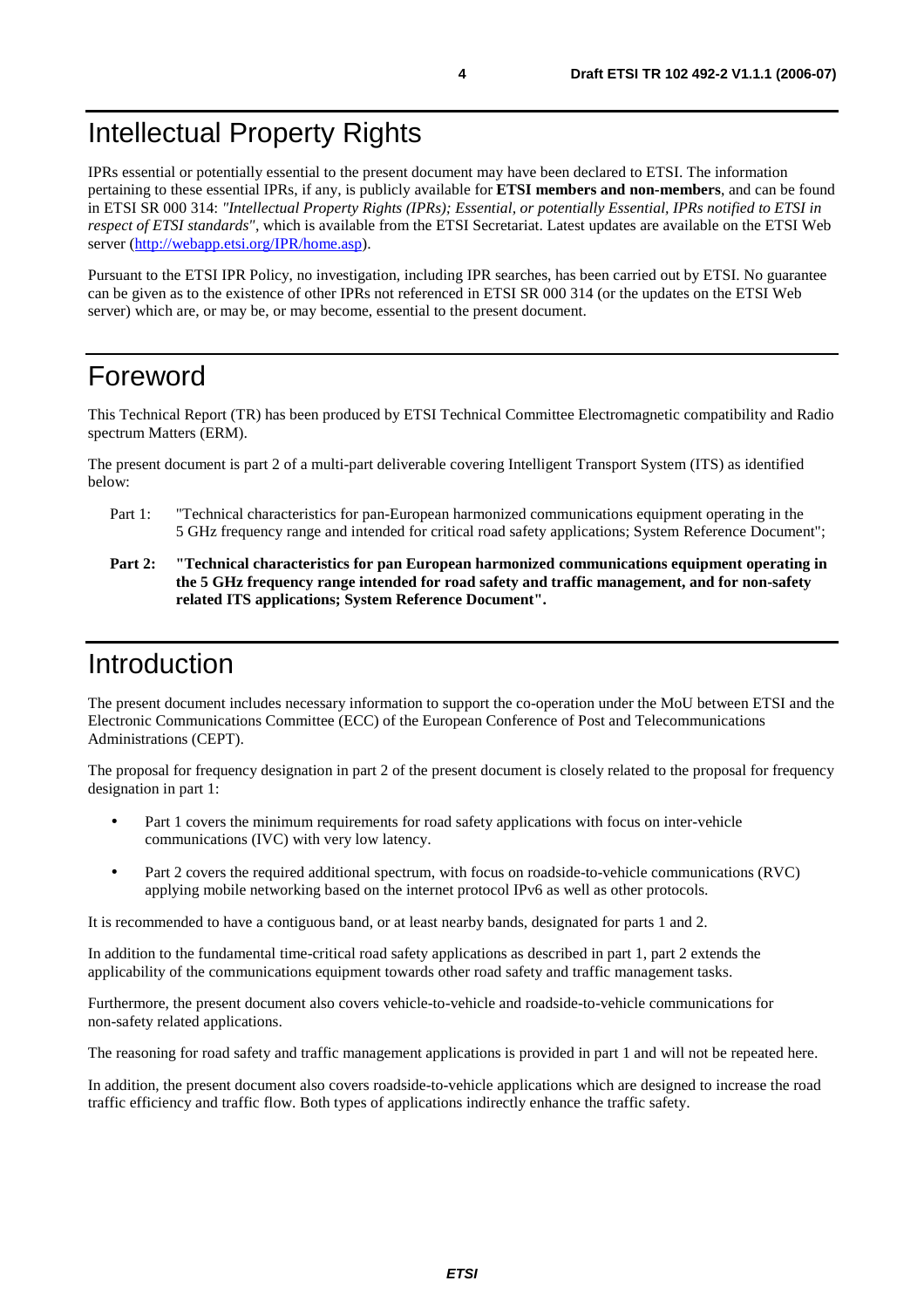# Intellectual Property Rights

IPRs essential or potentially essential to the present document may have been declared to ETSI. The information pertaining to these essential IPRs, if any, is publicly available for **ETSI members and non-members**, and can be found in ETSI SR 000 314: *"Intellectual Property Rights (IPRs); Essential, or potentially Essential, IPRs notified to ETSI in respect of ETSI standards"*, which is available from the ETSI Secretariat. Latest updates are available on the ETSI Web server (http://webapp.etsi.org/IPR/home.asp).

Pursuant to the ETSI IPR Policy, no investigation, including IPR searches, has been carried out by ETSI. No guarantee can be given as to the existence of other IPRs not referenced in ETSI SR 000 314 (or the updates on the ETSI Web server) which are, or may be, or may become, essential to the present document.

# Foreword

This Technical Report (TR) has been produced by ETSI Technical Committee Electromagnetic compatibility and Radio spectrum Matters (ERM).

The present document is part 2 of a multi-part deliverable covering Intelligent Transport System (ITS) as identified below:

Part 1: "Technical characteristics for pan-European harmonized communications equipment operating in the 5 GHz frequency range and intended for critical road safety applications; System Reference Document";

**Part 2: "Technical characteristics for pan European harmonized communications equipment operating in the 5 GHz frequency range intended for road safety and traffic management, and for non-safety related ITS applications; System Reference Document".**

# Introduction

The present document includes necessary information to support the co-operation under the MoU between ETSI and the Electronic Communications Committee (ECC) of the European Conference of Post and Telecommunications Administrations (CEPT).

The proposal for frequency designation in part 2 of the present document is closely related to the proposal for frequency designation in part 1:

- Part 1 covers the minimum requirements for road safety applications with focus on inter-vehicle communications (IVC) with very low latency.
- Part 2 covers the required additional spectrum, with focus on roadside-to-vehicle communications (RVC) applying mobile networking based on the internet protocol IPv6 as well as other protocols.

It is recommended to have a contiguous band, or at least nearby bands, designated for parts 1 and 2.

In addition to the fundamental time-critical road safety applications as described in part 1, part 2 extends the applicability of the communications equipment towards other road safety and traffic management tasks.

Furthermore, the present document also covers vehicle-to-vehicle and roadside-to-vehicle communications for non-safety related applications.

The reasoning for road safety and traffic management applications is provided in part 1 and will not be repeated here.

In addition, the present document also covers roadside-to-vehicle applications which are designed to increase the road traffic efficiency and traffic flow. Both types of applications indirectly enhance the traffic safety.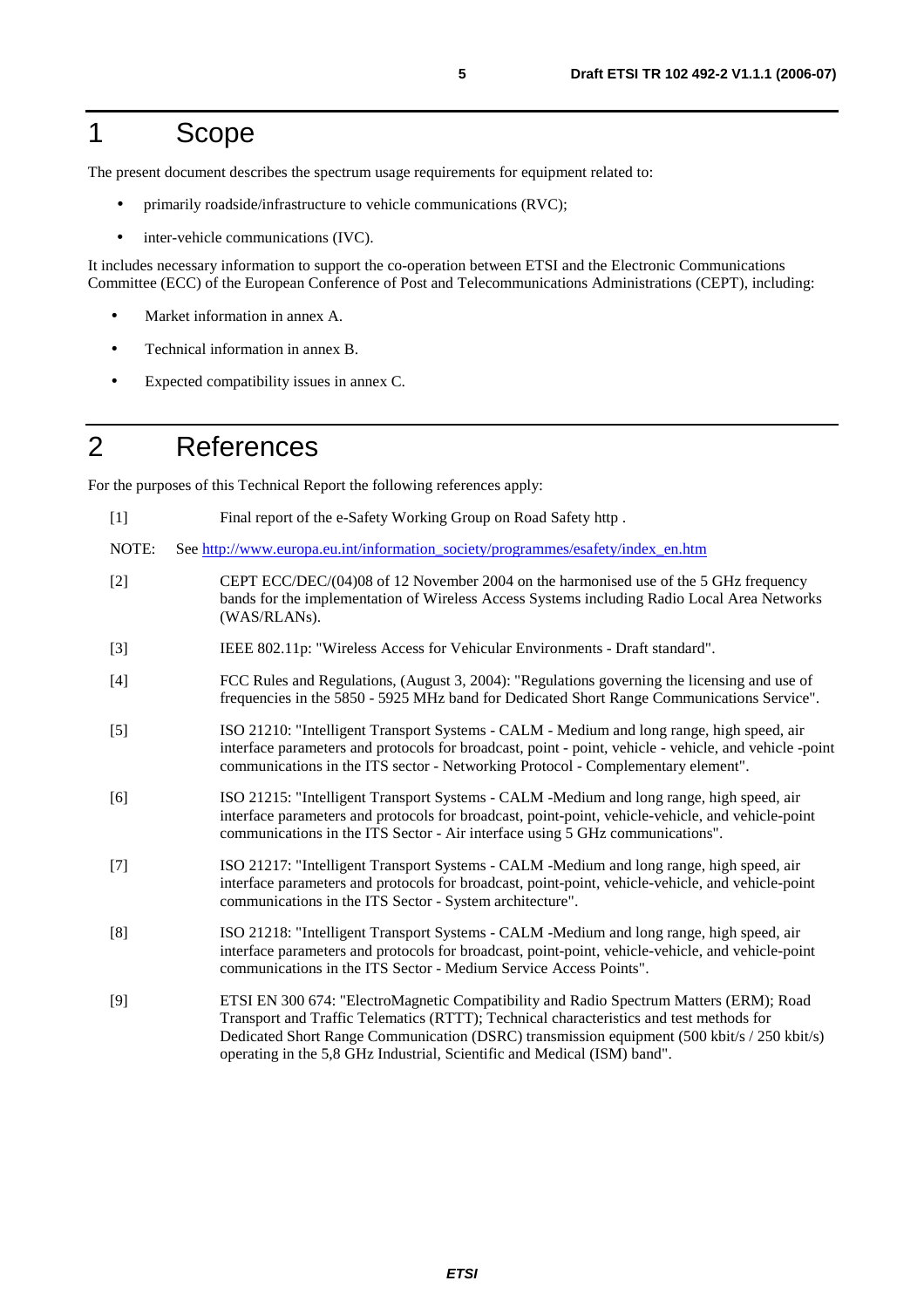# 1 Scope

The present document describes the spectrum usage requirements for equipment related to:

- primarily roadside/infrastructure to vehicle communications (RVC);
- inter-vehicle communications (IVC).

It includes necessary information to support the co-operation between ETSI and the Electronic Communications Committee (ECC) of the European Conference of Post and Telecommunications Administrations (CEPT), including:

- Market information in annex A.
- Technical information in annex B.
- Expected compatibility issues in annex C.

# 2 References

For the purposes of this Technical Report the following references apply:

[1] Final report of the e-Safety Working Group on Road Safety http .

NOTE: See http://www.europa.eu.int/information_society/programmes/esafety/index_en.htm

[2] CEPT ECC/DEC/(04)08 of 12 November 2004 on the harmonised use of the 5 GHz frequency bands for the implementation of Wireless Access Systems including Radio Local Area Networks (WAS/RLANs).

[3] IEEE 802.11p: "Wireless Access for Vehicular Environments - Draft standard".

[4] FCC Rules and Regulations, (August 3, 2004): "Regulations governing the licensing and use of frequencies in the 5850 - 5925 MHz band for Dedicated Short Range Communications Service".

[5] ISO 21210: "Intelligent Transport Systems - CALM - Medium and long range, high speed, air interface parameters and protocols for broadcast, point - point, vehicle - vehicle, and vehicle -point communications in the ITS sector - Networking Protocol - Complementary element".

[6] ISO 21215: "Intelligent Transport Systems - CALM -Medium and long range, high speed, air interface parameters and protocols for broadcast, point-point, vehicle-vehicle, and vehicle-point communications in the ITS Sector - Air interface using 5 GHz communications".

[7] ISO 21217: "Intelligent Transport Systems - CALM -Medium and long range, high speed, air interface parameters and protocols for broadcast, point-point, vehicle-vehicle, and vehicle-point communications in the ITS Sector - System architecture".

[8] ISO 21218: "Intelligent Transport Systems - CALM -Medium and long range, high speed, air interface parameters and protocols for broadcast, point-point, vehicle-vehicle, and vehicle-point communications in the ITS Sector - Medium Service Access Points".

[9] ETSI EN 300 674: "ElectroMagnetic Compatibility and Radio Spectrum Matters (ERM); Road Transport and Traffic Telematics (RTTT); Technical characteristics and test methods for Dedicated Short Range Communication (DSRC) transmission equipment (500 kbit/s / 250 kbit/s) operating in the 5,8 GHz Industrial, Scientific and Medical (ISM) band".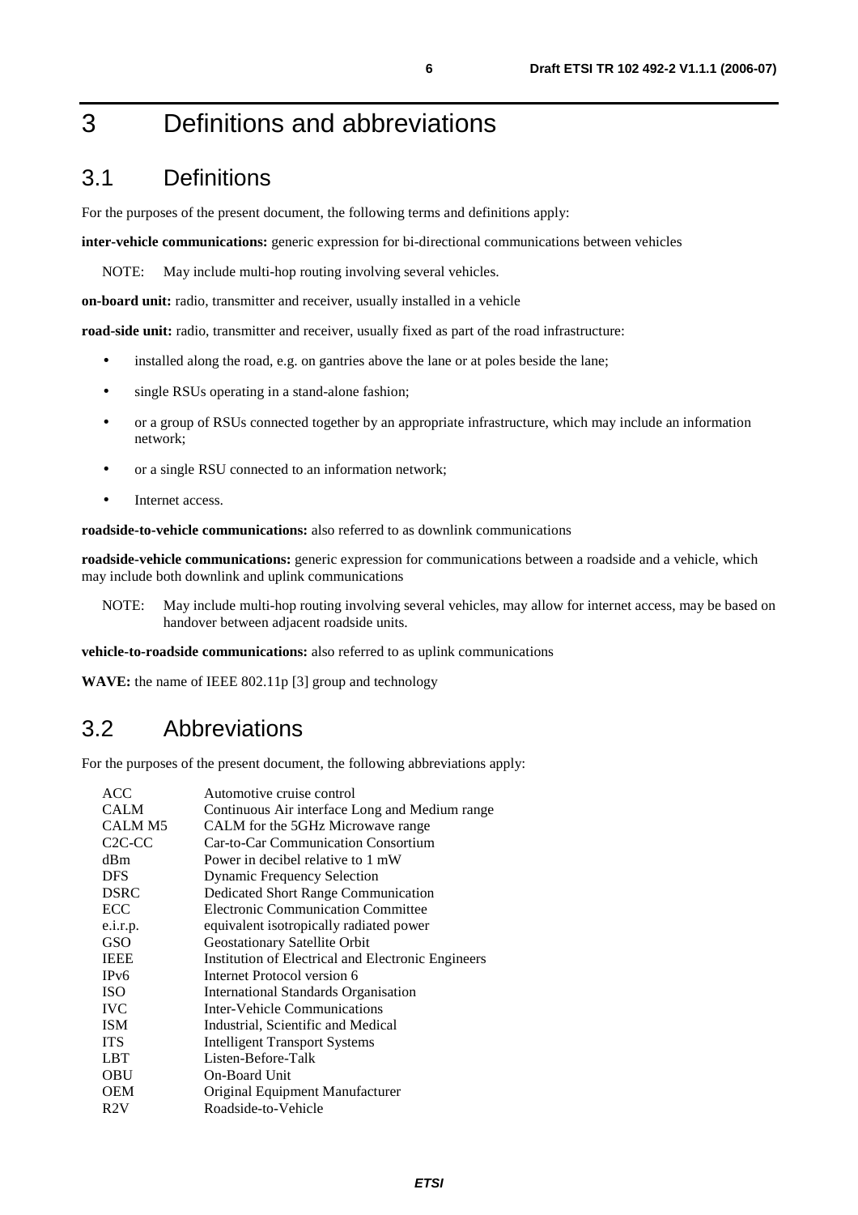# 3 Definitions and abbreviations

## 3.1 Definitions

For the purposes of the present document, the following terms and definitions apply:

**inter-vehicle communications:** generic expression for bi-directional communications between vehicles

NOTE: May include multi-hop routing involving several vehicles.

**on-board unit:** radio, transmitter and receiver, usually installed in a vehicle

**road-side unit:** radio, transmitter and receiver, usually fixed as part of the road infrastructure:

- installed along the road, e.g. on gantries above the lane or at poles beside the lane;
- single RSUs operating in a stand-alone fashion;
- or a group of RSUs connected together by an appropriate infrastructure, which may include an information network;
- or a single RSU connected to an information network;
- Internet access.

**roadside-to-vehicle communications:** also referred to as downlink communications

**roadside-vehicle communications:** generic expression for communications between a roadside and a vehicle, which may include both downlink and uplink communications

NOTE: May include multi-hop routing involving several vehicles, may allow for internet access, may be based on handover between adjacent roadside units.

**vehicle-to-roadside communications:** also referred to as uplink communications

**WAVE:** the name of IEEE 802.11p [3] group and technology

## 3.2 Abbreviations

For the purposes of the present document, the following abbreviations apply:

| | |
|---|---|
| ACC | Automotive cruise control |
| CALM | Continuous Air interface Long and Medium range |
| CALM M5 | CALM for the 5GHz Microwave range |
| C2C-CC | Car-to-Car Communication Consortium |
| dBm | Power in decibel relative to 1 mW |
| DFS | Dynamic Frequency Selection |
| DSRC | Dedicated Short Range Communication |
| ECC | Electronic Communication Committee |
| e.i.r.p. | equivalent isotropically radiated power |
| GSO | Geostationary Satellite Orbit |
| IEEE | Institution of Electrical and Electronic Engineers |
| IPv6 | Internet Protocol version 6 |
| ISO | International Standards Organisation |
| IVC | Inter-Vehicle Communications |
| ISM | Industrial, Scientific and Medical |
| ITS | Intelligent Transport Systems |
| LBT | Listen-Before-Talk |
| OBU | On-Board Unit |
| OEM | Original Equipment Manufacturer |
| R2V | Roadside-to-Vehicle |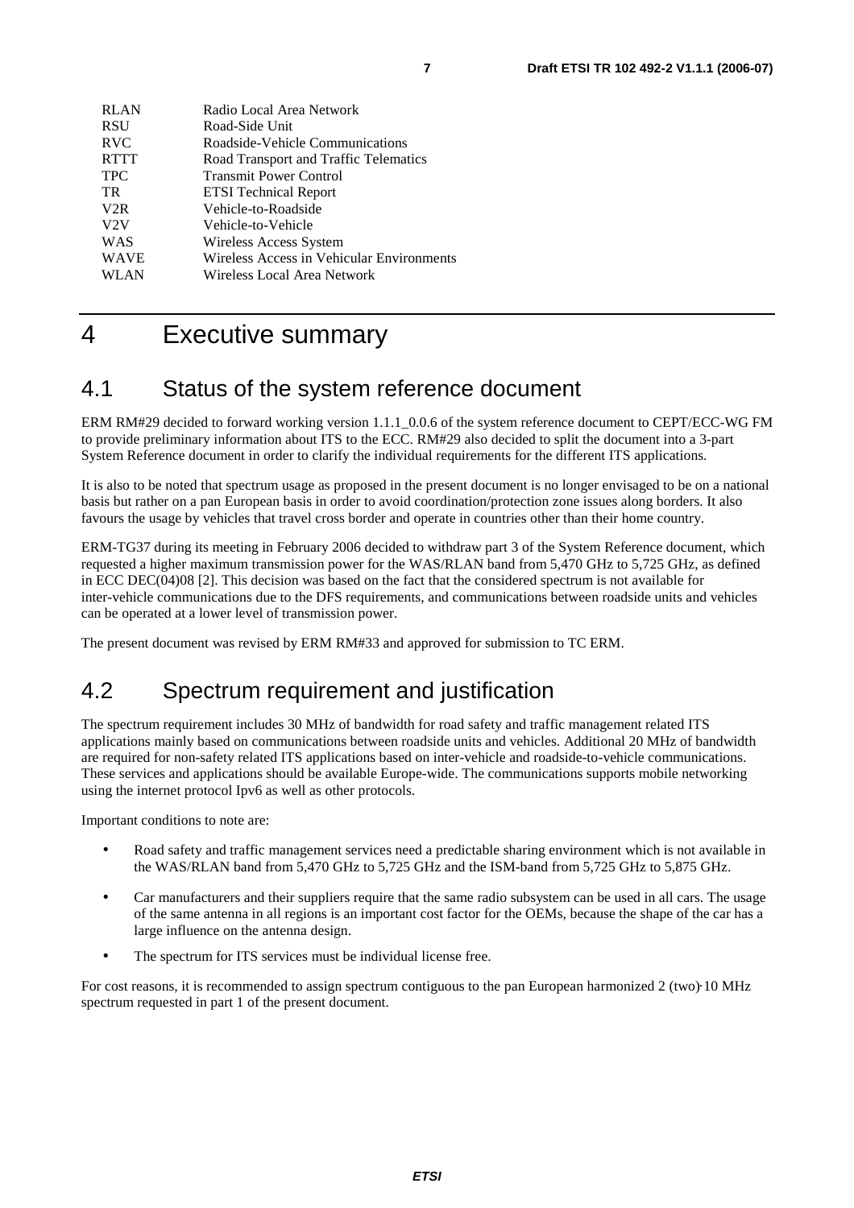| | |
|---|---|
| RLAN | Radio Local Area Network |
| RSU | Road-Side Unit |
| RVC | Roadside-Vehicle Communications |
| RTTT | Road Transport and Traffic Telematics |
| TPC | Transmit Power Control |
| TR | ETSI Technical Report |
| V2R | Vehicle-to-Roadside |
| V2V | Vehicle-to-Vehicle |
| WAS | Wireless Access System |
| WAVE | Wireless Access in Vehicular Environments |
| WLAN | Wireless Local Area Network |

# 4 Executive summary

## 4.1 Status of the system reference document

ERM RM#29 decided to forward working version 1.1.1_0.0.6 of the system reference document to CEPT/ECC-WG FM to provide preliminary information about ITS to the ECC. RM#29 also decided to split the document into a 3-part System Reference document in order to clarify the individual requirements for the different ITS applications.

It is also to be noted that spectrum usage as proposed in the present document is no longer envisaged to be on a national basis but rather on a pan European basis in order to avoid coordination/protection zone issues along borders. It also favours the usage by vehicles that travel cross border and operate in countries other than their home country.

ERM-TG37 during its meeting in February 2006 decided to withdraw part 3 of the System Reference document, which requested a higher maximum transmission power for the WAS/RLAN band from 5,470 GHz to 5,725 GHz, as defined in ECC DEC(04)08 [2]. This decision was based on the fact that the considered spectrum is not available for inter-vehicle communications due to the DFS requirements, and communications between roadside units and vehicles can be operated at a lower level of transmission power.

The present document was revised by ERM RM#33 and approved for submission to TC ERM.

## 4.2 Spectrum requirement and justification

The spectrum requirement includes 30 MHz of bandwidth for road safety and traffic management related ITS applications mainly based on communications between roadside units and vehicles. Additional 20 MHz of bandwidth are required for non-safety related ITS applications based on inter-vehicle and roadside-to-vehicle communications. These services and applications should be available Europe-wide. The communications supports mobile networking using the internet protocol Ipv6 as well as other protocols.

Important conditions to note are:

- Road safety and traffic management services need a predictable sharing environment which is not available in the WAS/RLAN band from 5,470 GHz to 5,725 GHz and the ISM-band from 5,725 GHz to 5,875 GHz.
- Car manufacturers and their suppliers require that the same radio subsystem can be used in all cars. The usage of the same antenna in all regions is an important cost factor for the OEMs, because the shape of the car has a large influence on the antenna design.
- The spectrum for ITS services must be individual license free.

For cost reasons, it is recommended to assign spectrum contiguous to the pan European harmonized 2 (two)·10 MHz spectrum requested in part 1 of the present document.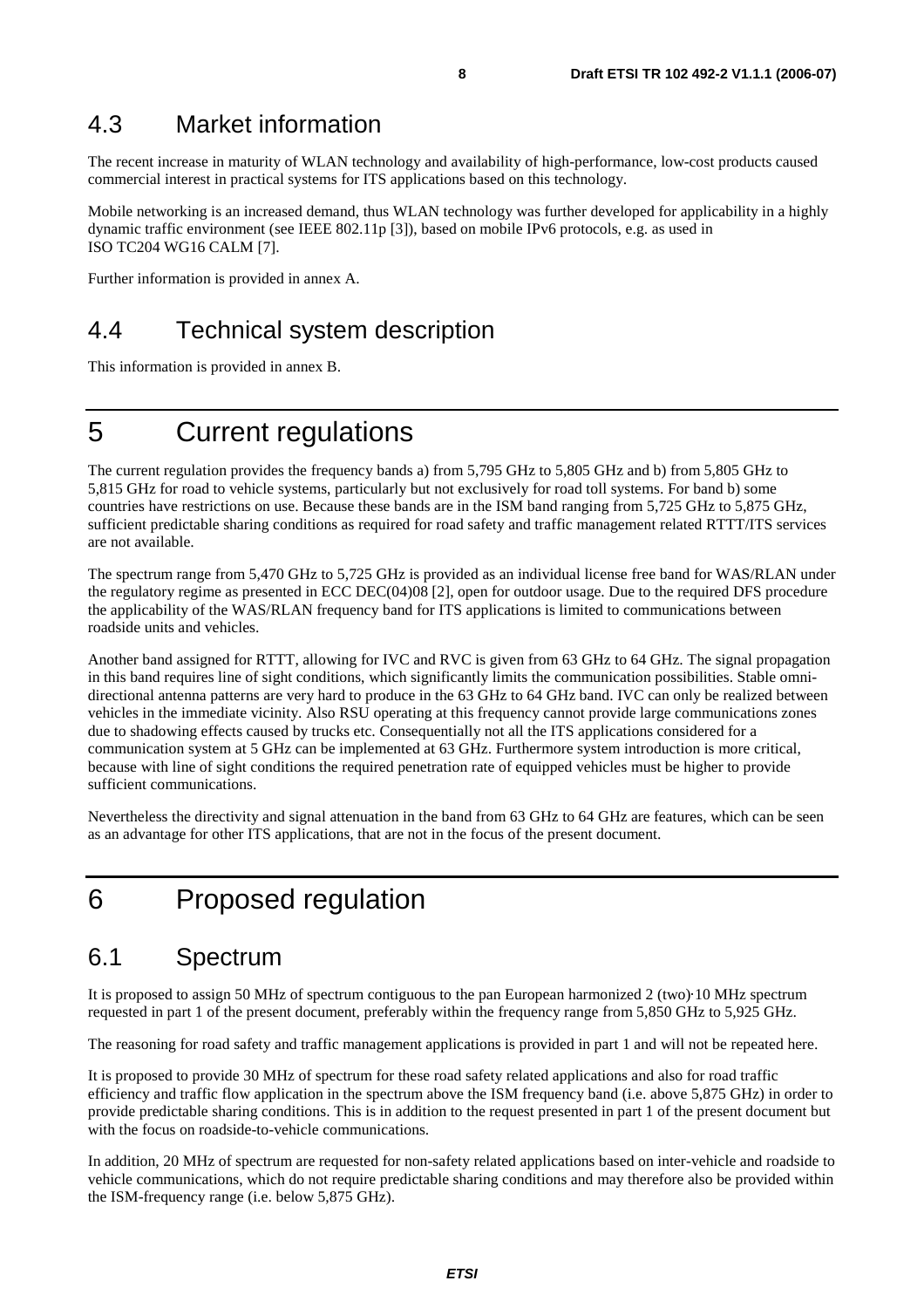## 4.3 Market information

The recent increase in maturity of WLAN technology and availability of high-performance, low-cost products caused commercial interest in practical systems for ITS applications based on this technology.

Mobile networking is an increased demand, thus WLAN technology was further developed for applicability in a highly dynamic traffic environment (see IEEE 802.11p [3]), based on mobile IPv6 protocols, e.g. as used in ISO TC204 WG16 CALM [7].

Further information is provided in annex A.

## 4.4 Technical system description

This information is provided in annex B.

# 5 Current regulations

The current regulation provides the frequency bands a) from 5,795 GHz to 5,805 GHz and b) from 5,805 GHz to 5,815 GHz for road to vehicle systems, particularly but not exclusively for road toll systems. For band b) some countries have restrictions on use. Because these bands are in the ISM band ranging from 5,725 GHz to 5,875 GHz, sufficient predictable sharing conditions as required for road safety and traffic management related RTTT/ITS services are not available.

The spectrum range from 5,470 GHz to 5,725 GHz is provided as an individual license free band for WAS/RLAN under the regulatory regime as presented in ECC DEC(04)08 [2], open for outdoor usage. Due to the required DFS procedure the applicability of the WAS/RLAN frequency band for ITS applications is limited to communications between roadside units and vehicles.

Another band assigned for RTTT, allowing for IVC and RVC is given from 63 GHz to 64 GHz. The signal propagation in this band requires line of sight conditions, which significantly limits the communication possibilities. Stable omni-directional antenna patterns are very hard to produce in the 63 GHz to 64 GHz band. IVC can only be realized between vehicles in the immediate vicinity. Also RSU operating at this frequency cannot provide large communications zones due to shadowing effects caused by trucks etc. Consequentially not all the ITS applications considered for a communication system at 5 GHz can be implemented at 63 GHz. Furthermore system introduction is more critical, because with line of sight conditions the required penetration rate of equipped vehicles must be higher to provide sufficient communications.

Nevertheless the directivity and signal attenuation in the band from 63 GHz to 64 GHz are features, which can be seen as an advantage for other ITS applications, that are not in the focus of the present document.

# 6 Proposed regulation

## 6.1 Spectrum

It is proposed to assign 50 MHz of spectrum contiguous to the pan European harmonized 2 (two)·10 MHz spectrum requested in part 1 of the present document, preferably within the frequency range from 5,850 GHz to 5,925 GHz.

The reasoning for road safety and traffic management applications is provided in part 1 and will not be repeated here.

It is proposed to provide 30 MHz of spectrum for these road safety related applications and also for road traffic efficiency and traffic flow application in the spectrum above the ISM frequency band (i.e. above 5,875 GHz) in order to provide predictable sharing conditions. This is in addition to the request presented in part 1 of the present document but with the focus on roadside-to-vehicle communications.

In addition, 20 MHz of spectrum are requested for non-safety related applications based on inter-vehicle and roadside to vehicle communications, which do not require predictable sharing conditions and may therefore also be provided within the ISM-frequency range (i.e. below 5,875 GHz).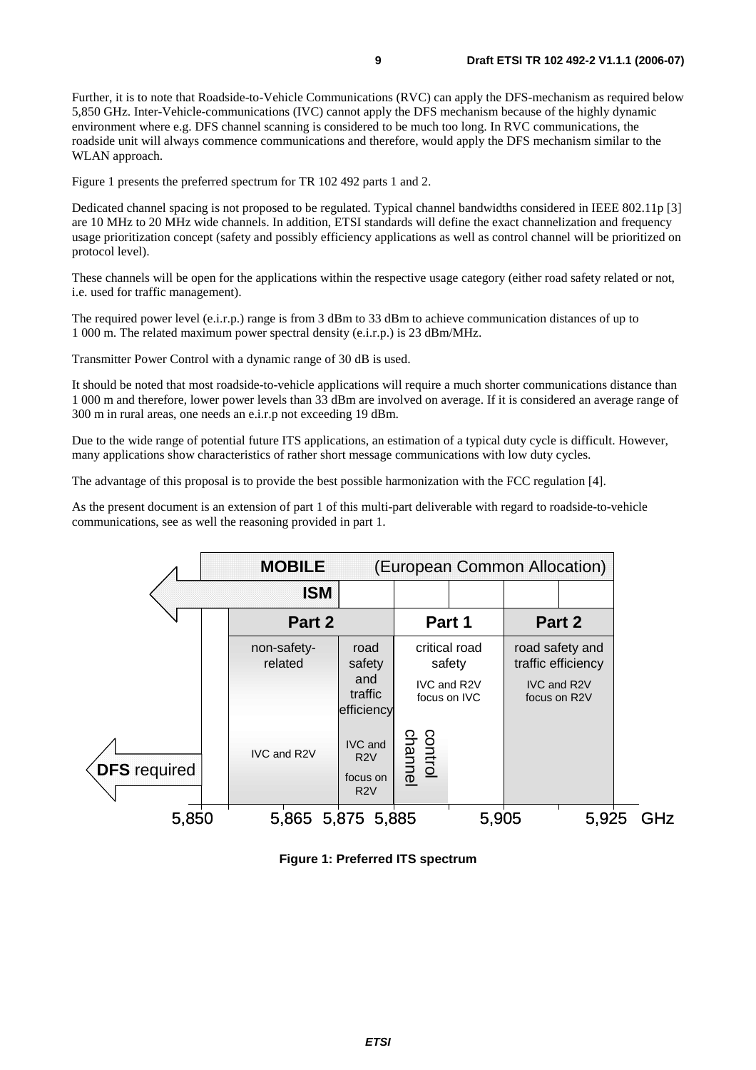Further, it is to note that Roadside-to-Vehicle Communications (RVC) can apply the DFS-mechanism as required below 5,850 GHz. Inter-Vehicle-communications (IVC) cannot apply the DFS mechanism because of the highly dynamic environment where e.g. DFS channel scanning is considered to be much too long. In RVC communications, the roadside unit will always commence communications and therefore, would apply the DFS mechanism similar to the WLAN approach.

Figure 1 presents the preferred spectrum for TR 102 492 parts 1 and 2.

Dedicated channel spacing is not proposed to be regulated. Typical channel bandwidths considered in IEEE 802.11p [3] are 10 MHz to 20 MHz wide channels. In addition, ETSI standards will define the exact channelization and frequency usage prioritization concept (safety and possibly efficiency applications as well as control channel will be prioritized on protocol level).

These channels will be open for the applications within the respective usage category (either road safety related or not, i.e. used for traffic management).

The required power level (e.i.r.p.) range is from 3 dBm to 33 dBm to achieve communication distances of up to 1 000 m. The related maximum power spectral density (e.i.r.p.) is 23 dBm/MHz.

Transmitter Power Control with a dynamic range of 30 dB is used.

It should be noted that most roadside-to-vehicle applications will require a much shorter communications distance than 1 000 m and therefore, lower power levels than 33 dBm are involved on average. If it is considered an average range of 300 m in rural areas, one needs an e.i.r.p not exceeding 19 dBm.

Due to the wide range of potential future ITS applications, an estimation of a typical duty cycle is difficult. However, many applications show characteristics of rather short message communications with low duty cycles.

The advantage of this proposal is to provide the best possible harmonization with the FCC regulation [4].

As the present document is an extension of part 1 of this multi-part deliverable with regard to roadside-to-vehicle communications, see as well the reasoning provided in part 1.

**MOBILE** (European Common Allocation)

**ISM**

| 5,850–5,865 GHz | 5,865–5,875 GHz | 5,875–5,885 GHz | 5,885–5,905 GHz | 5,905–5,925 GHz |
|---|---|---|---|---|
| **Part 2** | | | **Part 1** | **Part 2** |
| non-safety-related | | road safety and traffic efficiency | critical road safety | road safety and traffic efficiency |
| IVC and R2V | | IVC and R2V focus on R2V | IVC and R2V focus on IVC; control channel | IVC and R2V focus on R2V |

**DFS** required

Figure 1: Preferred ITS spectrum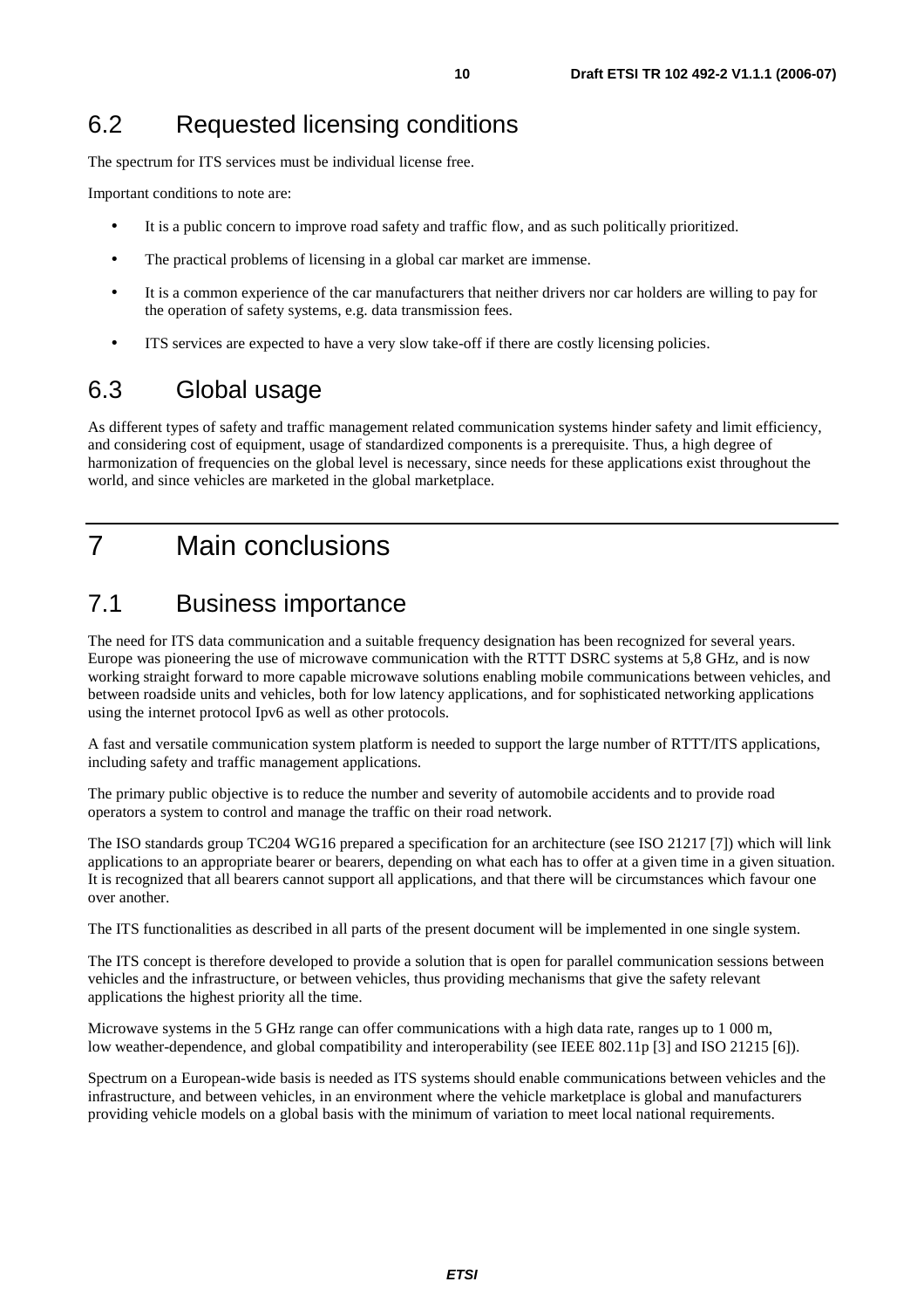## 6.2 Requested licensing conditions

The spectrum for ITS services must be individual license free.

Important conditions to note are:

- It is a public concern to improve road safety and traffic flow, and as such politically prioritized.
- The practical problems of licensing in a global car market are immense.
- It is a common experience of the car manufacturers that neither drivers nor car holders are willing to pay for the operation of safety systems, e.g. data transmission fees.
- ITS services are expected to have a very slow take-off if there are costly licensing policies.

## 6.3 Global usage

As different types of safety and traffic management related communication systems hinder safety and limit efficiency, and considering cost of equipment, usage of standardized components is a prerequisite. Thus, a high degree of harmonization of frequencies on the global level is necessary, since needs for these applications exist throughout the world, and since vehicles are marketed in the global marketplace.

# 7 Main conclusions

## 7.1 Business importance

The need for ITS data communication and a suitable frequency designation has been recognized for several years. Europe was pioneering the use of microwave communication with the RTTT DSRC systems at 5,8 GHz, and is now working straight forward to more capable microwave solutions enabling mobile communications between vehicles, and between roadside units and vehicles, both for low latency applications, and for sophisticated networking applications using the internet protocol Ipv6 as well as other protocols.

A fast and versatile communication system platform is needed to support the large number of RTTT/ITS applications, including safety and traffic management applications.

The primary public objective is to reduce the number and severity of automobile accidents and to provide road operators a system to control and manage the traffic on their road network.

The ISO standards group TC204 WG16 prepared a specification for an architecture (see ISO 21217 [7]) which will link applications to an appropriate bearer or bearers, depending on what each has to offer at a given time in a given situation. It is recognized that all bearers cannot support all applications, and that there will be circumstances which favour one over another.

The ITS functionalities as described in all parts of the present document will be implemented in one single system.

The ITS concept is therefore developed to provide a solution that is open for parallel communication sessions between vehicles and the infrastructure, or between vehicles, thus providing mechanisms that give the safety relevant applications the highest priority all the time.

Microwave systems in the 5 GHz range can offer communications with a high data rate, ranges up to 1 000 m, low weather-dependence, and global compatibility and interoperability (see IEEE 802.11p [3] and ISO 21215 [6]).

Spectrum on a European-wide basis is needed as ITS systems should enable communications between vehicles and the infrastructure, and between vehicles, in an environment where the vehicle marketplace is global and manufacturers providing vehicle models on a global basis with the minimum of variation to meet local national requirements.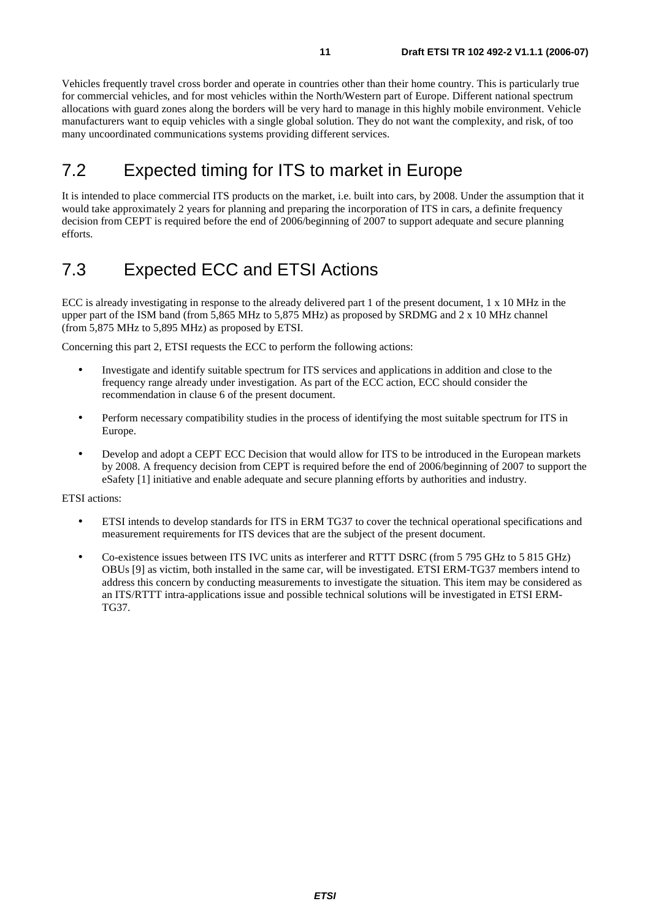Vehicles frequently travel cross border and operate in countries other than their home country. This is particularly true for commercial vehicles, and for most vehicles within the North/Western part of Europe. Different national spectrum allocations with guard zones along the borders will be very hard to manage in this highly mobile environment. Vehicle manufacturers want to equip vehicles with a single global solution. They do not want the complexity, and risk, of too many uncoordinated communications systems providing different services.

## 7.2 Expected timing for ITS to market in Europe

It is intended to place commercial ITS products on the market, i.e. built into cars, by 2008. Under the assumption that it would take approximately 2 years for planning and preparing the incorporation of ITS in cars, a definite frequency decision from CEPT is required before the end of 2006/beginning of 2007 to support adequate and secure planning efforts.

## 7.3 Expected ECC and ETSI Actions

ECC is already investigating in response to the already delivered part 1 of the present document, 1 x 10 MHz in the upper part of the ISM band (from 5,865 MHz to 5,875 MHz) as proposed by SRDMG and 2 x 10 MHz channel (from 5,875 MHz to 5,895 MHz) as proposed by ETSI.

Concerning this part 2, ETSI requests the ECC to perform the following actions:

- Investigate and identify suitable spectrum for ITS services and applications in addition and close to the frequency range already under investigation. As part of the ECC action, ECC should consider the recommendation in clause 6 of the present document.
- Perform necessary compatibility studies in the process of identifying the most suitable spectrum for ITS in Europe.
- Develop and adopt a CEPT ECC Decision that would allow for ITS to be introduced in the European markets by 2008. A frequency decision from CEPT is required before the end of 2006/beginning of 2007 to support the eSafety [1] initiative and enable adequate and secure planning efforts by authorities and industry.

ETSI actions:

- ETSI intends to develop standards for ITS in ERM TG37 to cover the technical operational specifications and measurement requirements for ITS devices that are the subject of the present document.
- Co-existence issues between ITS IVC units as interferer and RTTT DSRC (from 5 795 GHz to 5 815 GHz) OBUs [9] as victim, both installed in the same car, will be investigated. ETSI ERM-TG37 members intend to address this concern by conducting measurements to investigate the situation. This item may be considered as an ITS/RTTT intra-applications issue and possible technical solutions will be investigated in ETSI ERM-TG37.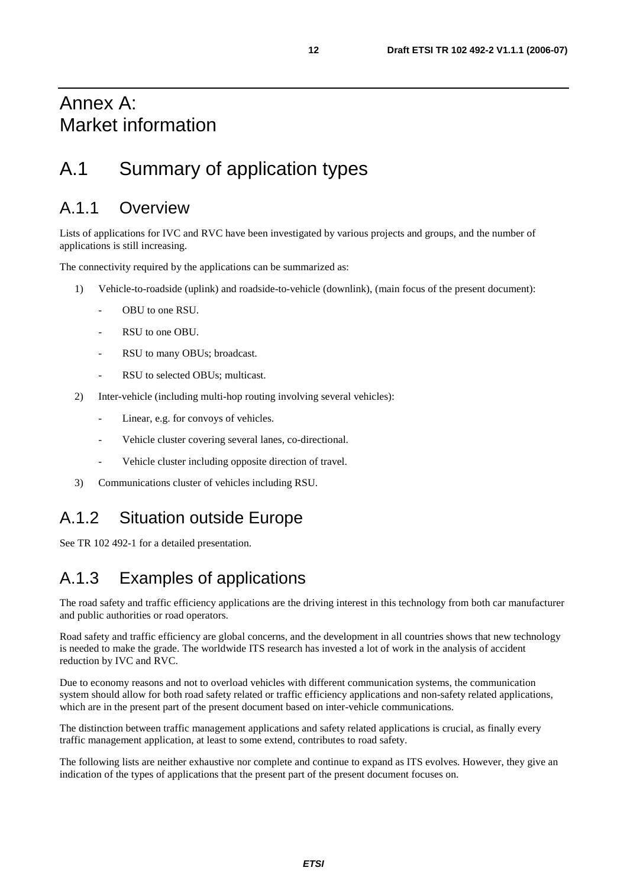# Annex A:
Market information

# A.1 Summary of application types

## A.1.1 Overview

Lists of applications for IVC and RVC have been investigated by various projects and groups, and the number of applications is still increasing.

The connectivity required by the applications can be summarized as:

1) Vehicle-to-roadside (uplink) and roadside-to-vehicle (downlink), (main focus of the present document):
   - OBU to one RSU.
   - RSU to one OBU.
   - RSU to many OBUs; broadcast.
   - RSU to selected OBUs; multicast.
2) Inter-vehicle (including multi-hop routing involving several vehicles):
   - Linear, e.g. for convoys of vehicles.
   - Vehicle cluster covering several lanes, co-directional.
   - Vehicle cluster including opposite direction of travel.
3) Communications cluster of vehicles including RSU.

## A.1.2 Situation outside Europe

See TR 102 492-1 for a detailed presentation.

## A.1.3 Examples of applications

The road safety and traffic efficiency applications are the driving interest in this technology from both car manufacturer and public authorities or road operators.

Road safety and traffic efficiency are global concerns, and the development in all countries shows that new technology is needed to make the grade. The worldwide ITS research has invested a lot of work in the analysis of accident reduction by IVC and RVC.

Due to economy reasons and not to overload vehicles with different communication systems, the communication system should allow for both road safety related or traffic efficiency applications and non-safety related applications, which are in the present part of the present document based on inter-vehicle communications.

The distinction between traffic management applications and safety related applications is crucial, as finally every traffic management application, at least to some extend, contributes to road safety.

The following lists are neither exhaustive nor complete and continue to expand as ITS evolves. However, they give an indication of the types of applications that the present part of the present document focuses on.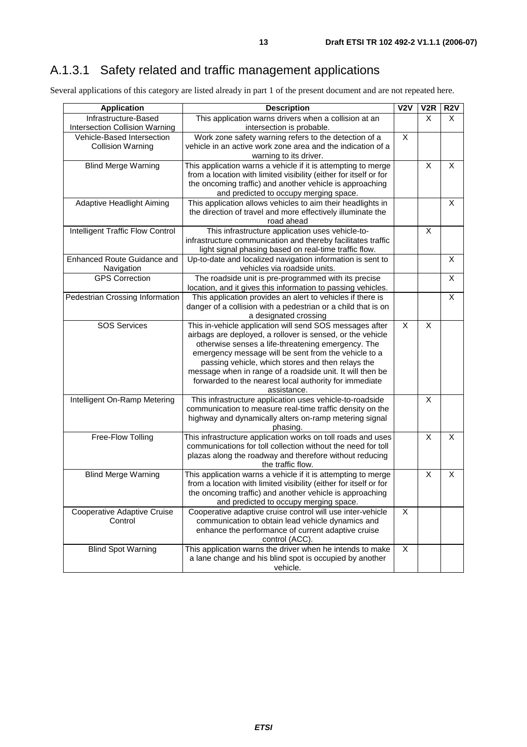## A.1.3.1 Safety related and traffic management applications

Several applications of this category are listed already in part 1 of the present document and are not repeated here.

| Application | Description | V2V | V2R | R2V |
|---|---|---|---|---|
| Infrastructure-Based Intersection Collision Warning | This application warns drivers when a collision at an intersection is probable. | | X | X |
| Vehicle-Based Intersection Collision Warning | Work zone safety warning refers to the detection of a vehicle in an active work zone area and the indication of a warning to its driver. | X | | |
| Blind Merge Warning | This application warns a vehicle if it is attempting to merge from a location with limited visibility (either for itself or for the oncoming traffic) and another vehicle is approaching and predicted to occupy merging space. | | X | X |
| Adaptive Headlight Aiming | This application allows vehicles to aim their headlights in the direction of travel and more effectively illuminate the road ahead | | | X |
| Intelligent Traffic Flow Control | This infrastructure application uses vehicle-to-infrastructure communication and thereby facilitates traffic light signal phasing based on real-time traffic flow. | | X | |
| Enhanced Route Guidance and Navigation | Up-to-date and localized navigation information is sent to vehicles via roadside units. | | | X |
| GPS Correction | The roadside unit is pre-programmed with its precise location, and it gives this information to passing vehicles. | | | X |
| Pedestrian Crossing Information | This application provides an alert to vehicles if there is danger of a collision with a pedestrian or a child that is on a designated crossing | | | X |
| SOS Services | This in-vehicle application will send SOS messages after airbags are deployed, a rollover is sensed, or the vehicle otherwise senses a life-threatening emergency. The emergency message will be sent from the vehicle to a passing vehicle, which stores and then relays the message when in range of a roadside unit. It will then be forwarded to the nearest local authority for immediate assistance. | X | X | |
| Intelligent On-Ramp Metering | This infrastructure application uses vehicle-to-roadside communication to measure real-time traffic density on the highway and dynamically alters on-ramp metering signal phasing. | | X | |
| Free-Flow Tolling | This infrastructure application works on toll roads and uses communications for toll collection without the need for toll plazas along the roadway and therefore without reducing the traffic flow. | | X | X |
| Blind Merge Warning | This application warns a vehicle if it is attempting to merge from a location with limited visibility (either for itself or for the oncoming traffic) and another vehicle is approaching and predicted to occupy merging space. | | X | X |
| Cooperative Adaptive Cruise Control | Cooperative adaptive cruise control will use inter-vehicle communication to obtain lead vehicle dynamics and enhance the performance of current adaptive cruise control (ACC). | X | | |
| Blind Spot Warning | This application warns the driver when he intends to make a lane change and his blind spot is occupied by another vehicle. | X | | |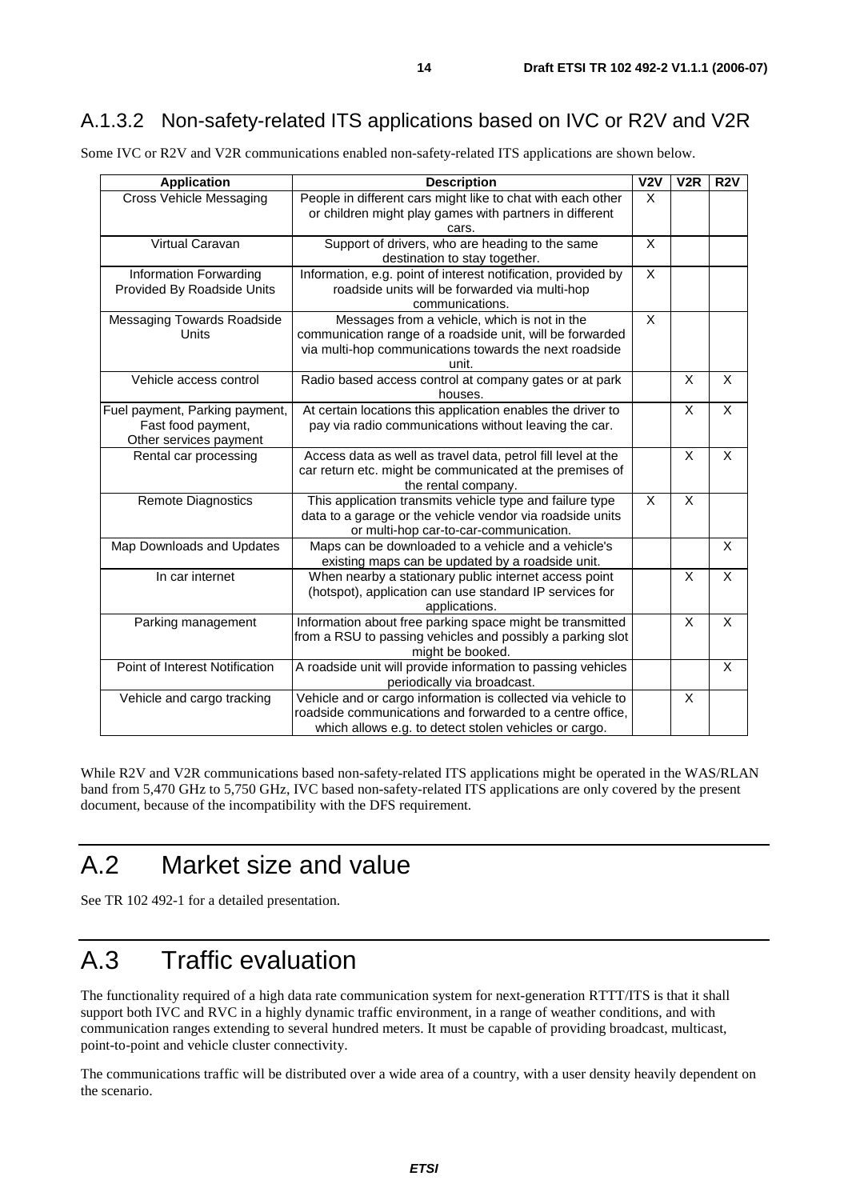### A.1.3.2 Non-safety-related ITS applications based on IVC or R2V and V2R

Some IVC or R2V and V2R communications enabled non-safety-related ITS applications are shown below.

| Application | Description | V2V | V2R | R2V |
|---|---|---|---|---|
| Cross Vehicle Messaging | People in different cars might like to chat with each other or children might play games with partners in different cars. | X | | |
| Virtual Caravan | Support of drivers, who are heading to the same destination to stay together. | X | | |
| Information Forwarding Provided By Roadside Units | Information, e.g. point of interest notification, provided by roadside units will be forwarded via multi-hop communications. | X | | |
| Messaging Towards Roadside Units | Messages from a vehicle, which is not in the communication range of a roadside unit, will be forwarded via multi-hop communications towards the next roadside unit. | X | | |
| Vehicle access control | Radio based access control at company gates or at park houses. | | X | X |
| Fuel payment, Parking payment, Fast food payment, Other services payment | At certain locations this application enables the driver to pay via radio communications without leaving the car. | | X | X |
| Rental car processing | Access data as well as travel data, petrol fill level at the car return etc. might be communicated at the premises of the rental company. | | X | X |
| Remote Diagnostics | This application transmits vehicle type and failure type data to a garage or the vehicle vendor via roadside units or multi-hop car-to-car-communication. | X | X | |
| Map Downloads and Updates | Maps can be downloaded to a vehicle and a vehicle's existing maps can be updated by a roadside unit. | | | X |
| In car internet | When nearby a stationary public internet access point (hotspot), application can use standard IP services for applications. | | X | X |
| Parking management | Information about free parking space might be transmitted from a RSU to passing vehicles and possibly a parking slot might be booked. | | X | X |
| Point of Interest Notification | A roadside unit will provide information to passing vehicles periodically via broadcast. | | | X |
| Vehicle and cargo tracking | Vehicle and or cargo information is collected via vehicle to roadside communications and forwarded to a centre office, which allows e.g. to detect stolen vehicles or cargo. | | X | |

While R2V and V2R communications based non-safety-related ITS applications might be operated in the WAS/RLAN band from 5,470 GHz to 5,750 GHz, IVC based non-safety-related ITS applications are only covered by the present document, because of the incompatibility with the DFS requirement.

# A.2 Market size and value

See TR 102 492-1 for a detailed presentation.

# A.3 Traffic evaluation

The functionality required of a high data rate communication system for next-generation RTTT/ITS is that it shall support both IVC and RVC in a highly dynamic traffic environment, in a range of weather conditions, and with communication ranges extending to several hundred meters. It must be capable of providing broadcast, multicast, point-to-point and vehicle cluster connectivity.

The communications traffic will be distributed over a wide area of a country, with a user density heavily dependent on the scenario.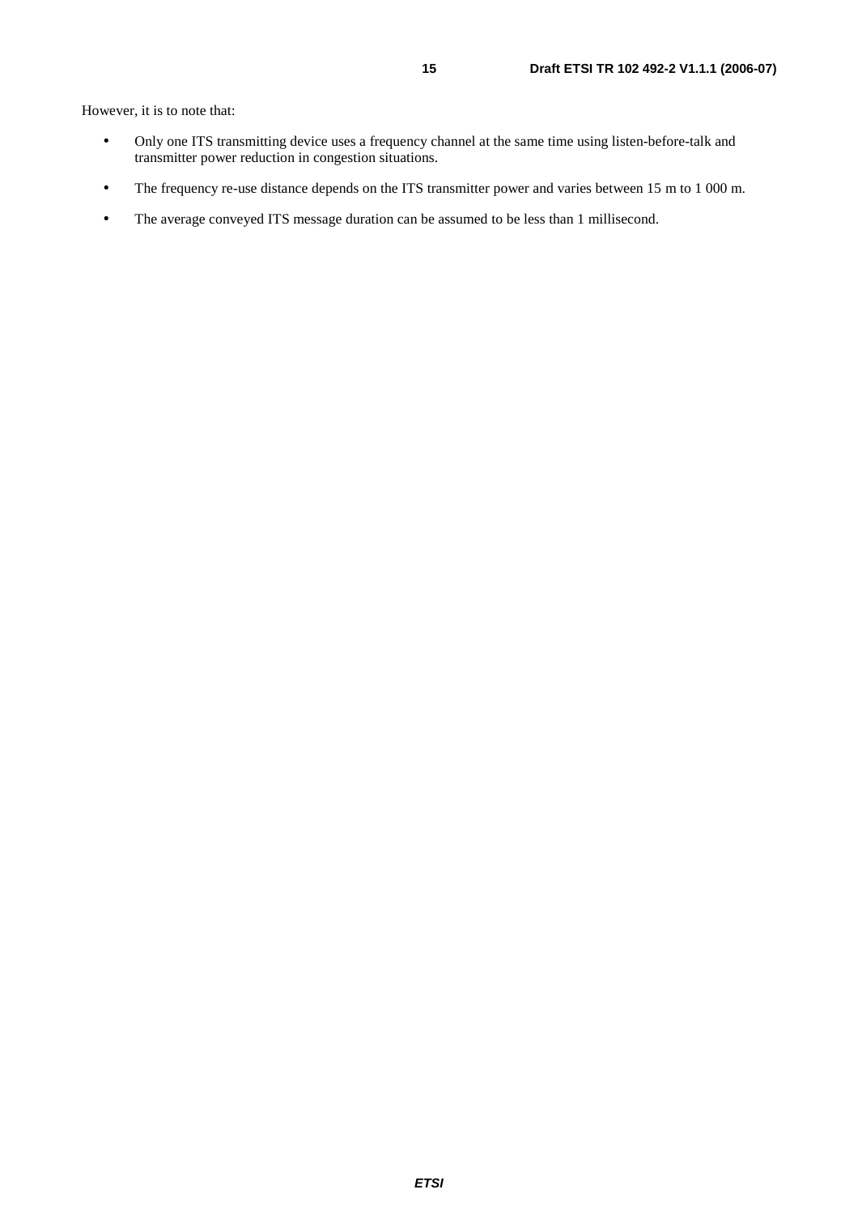However, it is to note that:

- Only one ITS transmitting device uses a frequency channel at the same time using listen-before-talk and transmitter power reduction in congestion situations.
- The frequency re-use distance depends on the ITS transmitter power and varies between 15 m to 1 000 m.
- The average conveyed ITS message duration can be assumed to be less than 1 millisecond.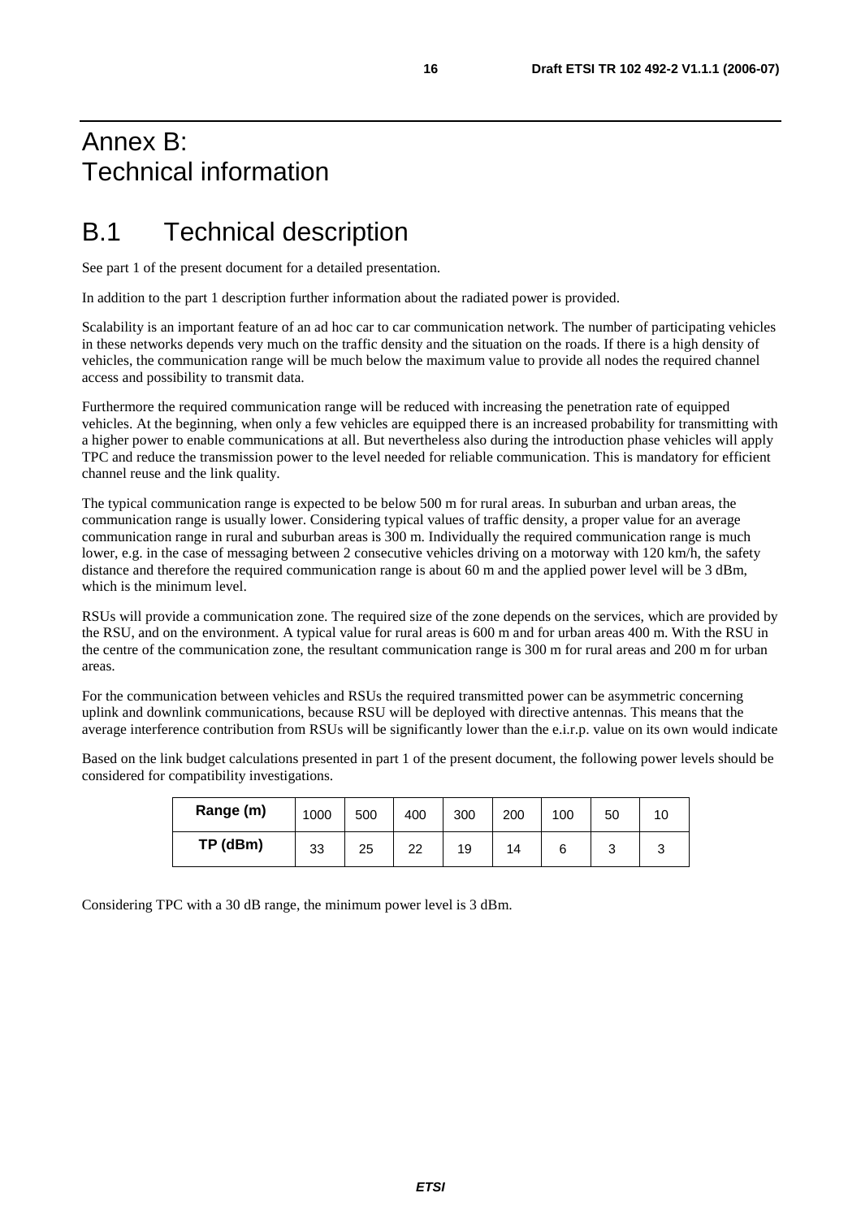# Annex B: Technical information

# B.1 Technical description

See part 1 of the present document for a detailed presentation.

In addition to the part 1 description further information about the radiated power is provided.

Scalability is an important feature of an ad hoc car to car communication network. The number of participating vehicles in these networks depends very much on the traffic density and the situation on the roads. If there is a high density of vehicles, the communication range will be much below the maximum value to provide all nodes the required channel access and possibility to transmit data.

Furthermore the required communication range will be reduced with increasing the penetration rate of equipped vehicles. At the beginning, when only a few vehicles are equipped there is an increased probability for transmitting with a higher power to enable communications at all. But nevertheless also during the introduction phase vehicles will apply TPC and reduce the transmission power to the level needed for reliable communication. This is mandatory for efficient channel reuse and the link quality.

The typical communication range is expected to be below 500 m for rural areas. In suburban and urban areas, the communication range is usually lower. Considering typical values of traffic density, a proper value for an average communication range in rural and suburban areas is 300 m. Individually the required communication range is much lower, e.g. in the case of messaging between 2 consecutive vehicles driving on a motorway with 120 km/h, the safety distance and therefore the required communication range is about 60 m and the applied power level will be 3 dBm, which is the minimum level.

RSUs will provide a communication zone. The required size of the zone depends on the services, which are provided by the RSU, and on the environment. A typical value for rural areas is 600 m and for urban areas 400 m. With the RSU in the centre of the communication zone, the resultant communication range is 300 m for rural areas and 200 m for urban areas.

For the communication between vehicles and RSUs the required transmitted power can be asymmetric concerning uplink and downlink communications, because RSU will be deployed with directive antennas. This means that the average interference contribution from RSUs will be significantly lower than the e.i.r.p. value on its own would indicate

Based on the link budget calculations presented in part 1 of the present document, the following power levels should be considered for compatibility investigations.

| **Range (m)** | 1000 | 500 | 400 | 300 | 200 | 100 | 50 | 10 |
|---|---|---|---|---|---|---|---|---|
| **TP (dBm)** | 33 | 25 | 22 | 19 | 14 | 6 | 3 | 3 |

Considering TPC with a 30 dB range, the minimum power level is 3 dBm.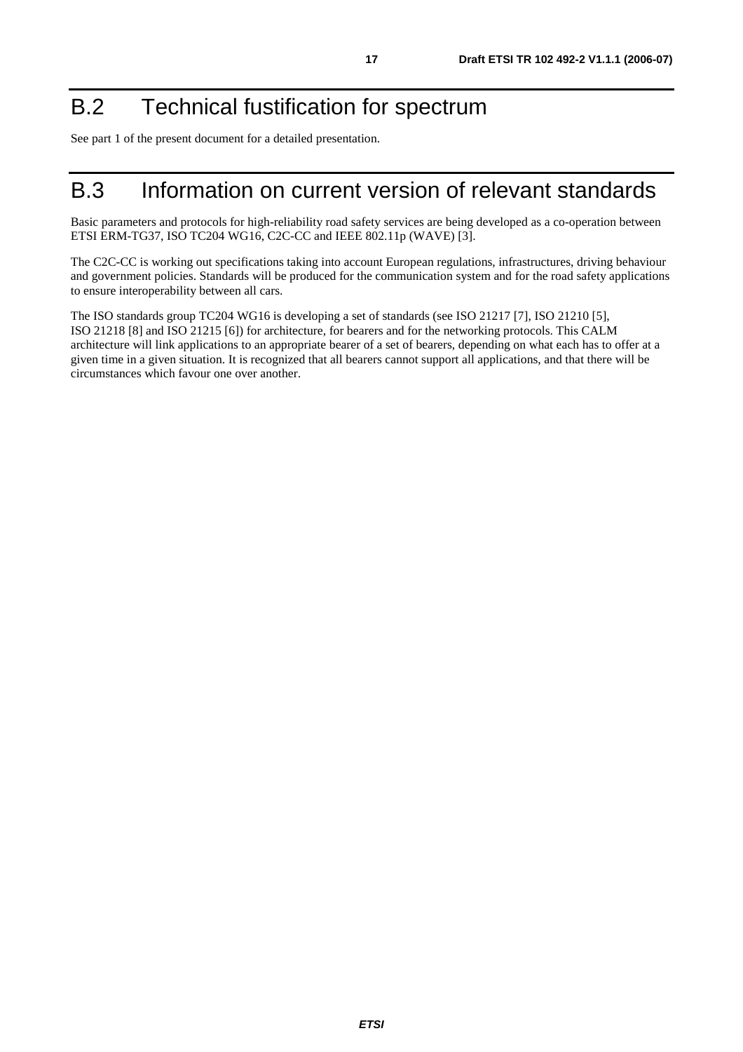# B.2 Technical fustification for spectrum

See part 1 of the present document for a detailed presentation.

# B.3 Information on current version of relevant standards

Basic parameters and protocols for high-reliability road safety services are being developed as a co-operation between ETSI ERM-TG37, ISO TC204 WG16, C2C-CC and IEEE 802.11p (WAVE) [3].

The C2C-CC is working out specifications taking into account European regulations, infrastructures, driving behaviour and government policies. Standards will be produced for the communication system and for the road safety applications to ensure interoperability between all cars.

The ISO standards group TC204 WG16 is developing a set of standards (see ISO 21217 [7], ISO 21210 [5], ISO 21218 [8] and ISO 21215 [6]) for architecture, for bearers and for the networking protocols. This CALM architecture will link applications to an appropriate bearer of a set of bearers, depending on what each has to offer at a given time in a given situation. It is recognized that all bearers cannot support all applications, and that there will be circumstances which favour one over another.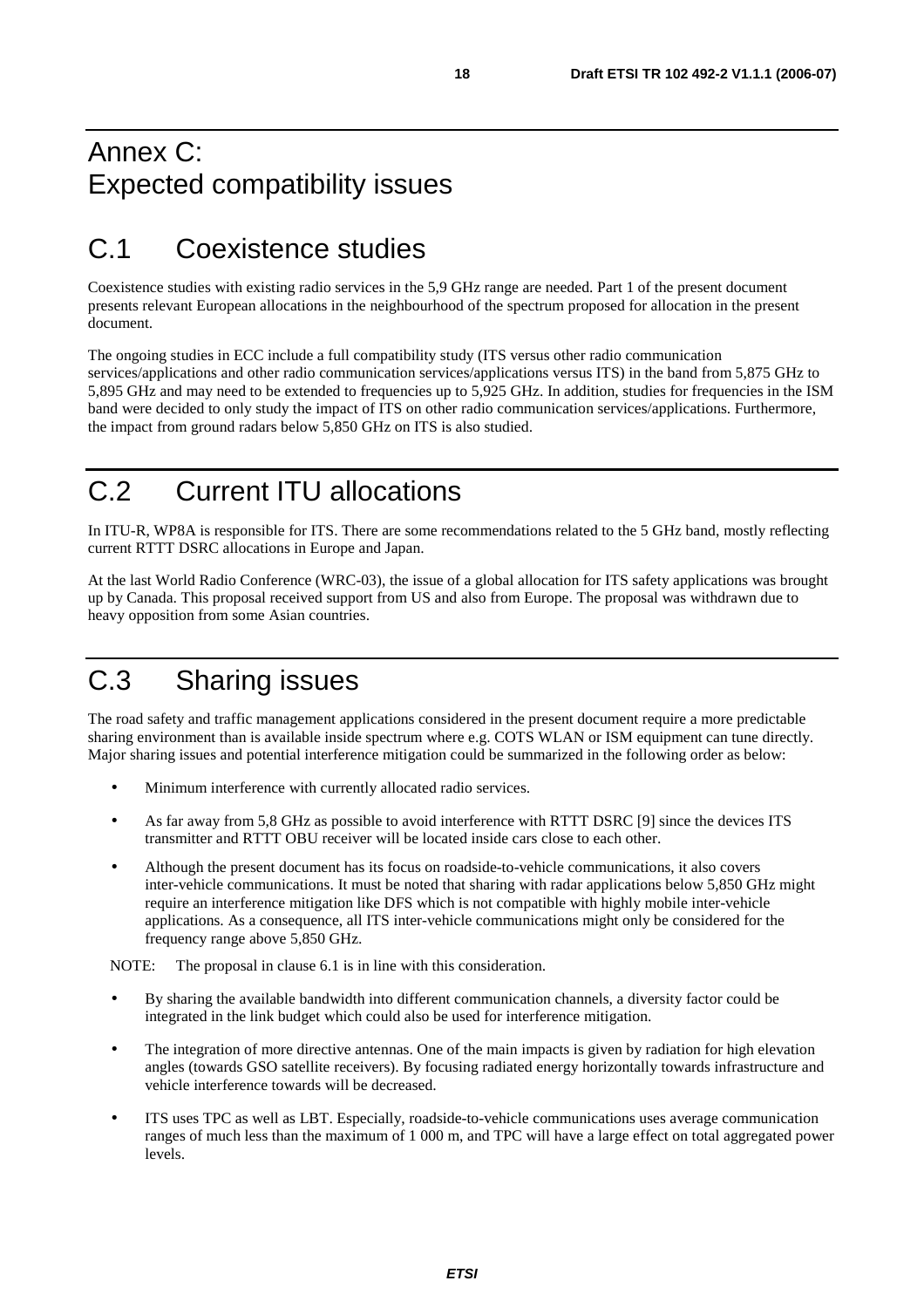# Annex C: Expected compatibility issues

## C.1 Coexistence studies

Coexistence studies with existing radio services in the 5,9 GHz range are needed. Part 1 of the present document presents relevant European allocations in the neighbourhood of the spectrum proposed for allocation in the present document.

The ongoing studies in ECC include a full compatibility study (ITS versus other radio communication services/applications and other radio communication services/applications versus ITS) in the band from 5,875 GHz to 5,895 GHz and may need to be extended to frequencies up to 5,925 GHz. In addition, studies for frequencies in the ISM band were decided to only study the impact of ITS on other radio communication services/applications. Furthermore, the impact from ground radars below 5,850 GHz on ITS is also studied.

## C.2 Current ITU allocations

In ITU-R, WP8A is responsible for ITS. There are some recommendations related to the 5 GHz band, mostly reflecting current RTTT DSRC allocations in Europe and Japan.

At the last World Radio Conference (WRC-03), the issue of a global allocation for ITS safety applications was brought up by Canada. This proposal received support from US and also from Europe. The proposal was withdrawn due to heavy opposition from some Asian countries.

## C.3 Sharing issues

The road safety and traffic management applications considered in the present document require a more predictable sharing environment than is available inside spectrum where e.g. COTS WLAN or ISM equipment can tune directly. Major sharing issues and potential interference mitigation could be summarized in the following order as below:

- Minimum interference with currently allocated radio services.
- As far away from 5,8 GHz as possible to avoid interference with RTTT DSRC [9] since the devices ITS transmitter and RTTT OBU receiver will be located inside cars close to each other.
- Although the present document has its focus on roadside-to-vehicle communications, it also covers inter-vehicle communications. It must be noted that sharing with radar applications below 5,850 GHz might require an interference mitigation like DFS which is not compatible with highly mobile inter-vehicle applications. As a consequence, all ITS inter-vehicle communications might only be considered for the frequency range above 5,850 GHz.

NOTE: The proposal in clause 6.1 is in line with this consideration.

- By sharing the available bandwidth into different communication channels, a diversity factor could be integrated in the link budget which could also be used for interference mitigation.
- The integration of more directive antennas. One of the main impacts is given by radiation for high elevation angles (towards GSO satellite receivers). By focusing radiated energy horizontally towards infrastructure and vehicle interference towards will be decreased.
- ITS uses TPC as well as LBT. Especially, roadside-to-vehicle communications uses average communication ranges of much less than the maximum of 1 000 m, and TPC will have a large effect on total aggregated power levels.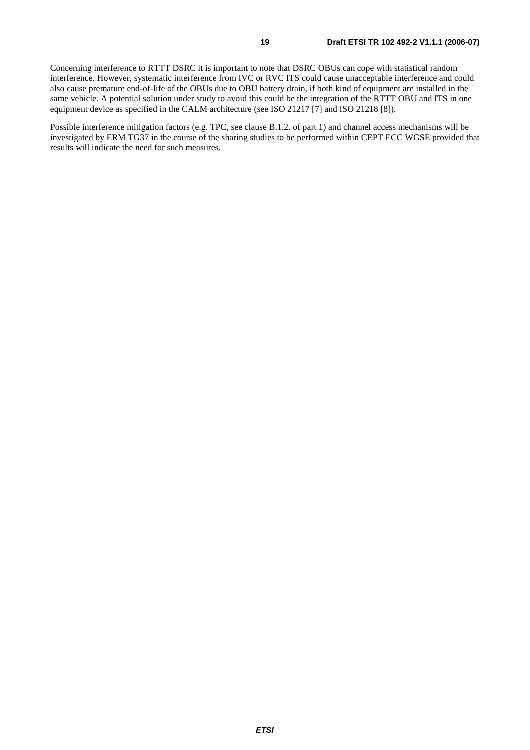Concerning interference to RTTT DSRC it is important to note that DSRC OBUs can cope with statistical random interference. However, systematic interference from IVC or RVC ITS could cause unacceptable interference and could also cause premature end-of-life of the OBUs due to OBU battery drain, if both kind of equipment are installed in the same vehicle. A potential solution under study to avoid this could be the integration of the RTTT OBU and ITS in one equipment device as specified in the CALM architecture (see ISO 21217 [7] and ISO 21218 [8]).

Possible interference mitigation factors (e.g. TPC, see clause B.1.2. of part 1) and channel access mechanisms will be investigated by ERM TG37 in the course of the sharing studies to be performed within CEPT ECC WGSE provided that results will indicate the need for such measures.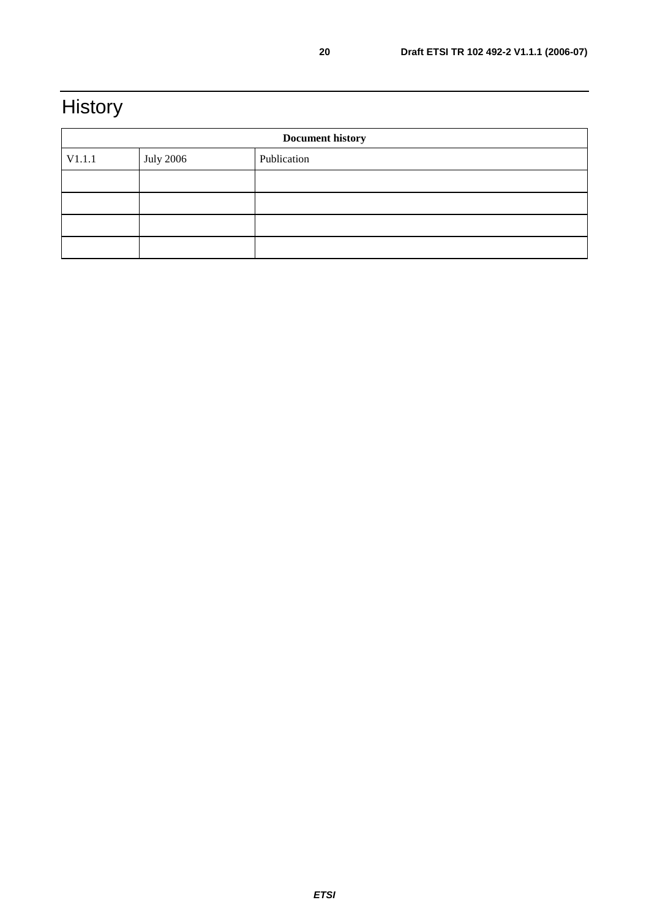# History

| Document history | | |
|---|---|---|
| V1.1.1 | July 2006 | Publication |
| | | |
| | | |
| | | |
| | | |